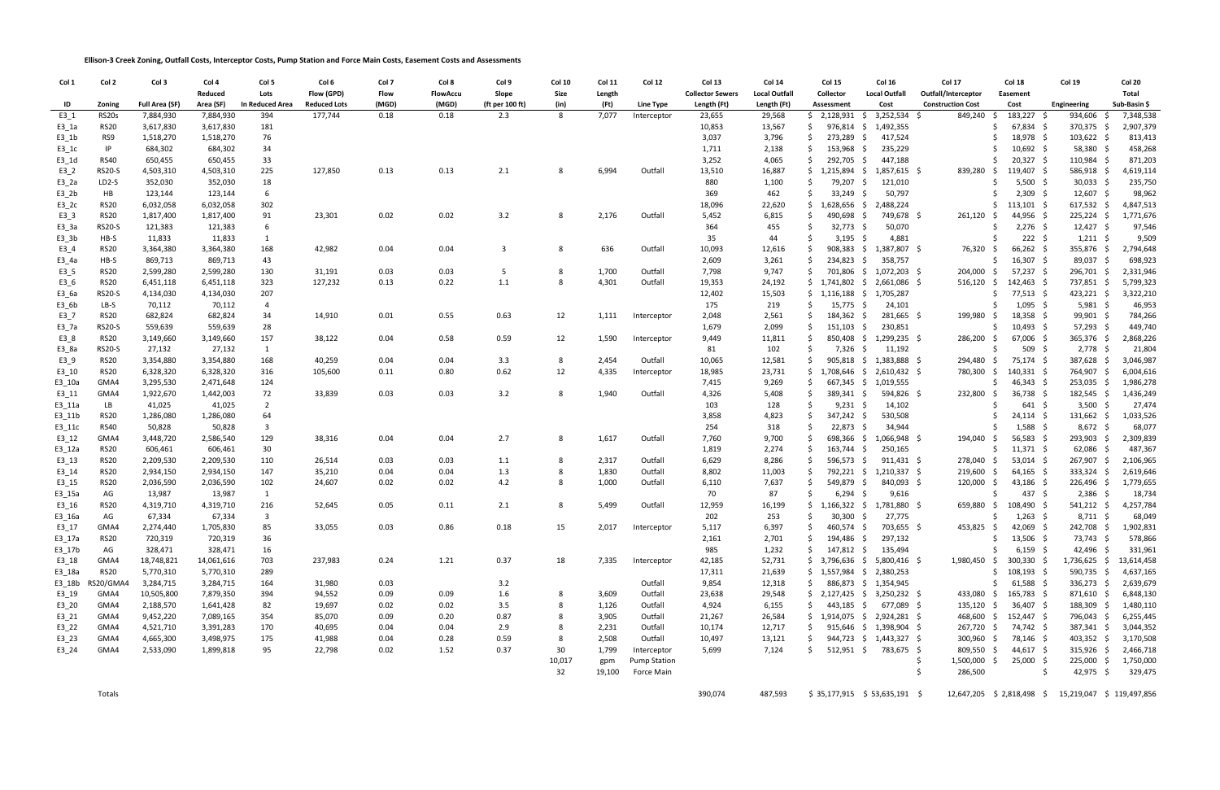**Ellison-3 Creek Zoning, Outfall Costs, Interceptor Costs, Pump Station and Force Main Costs, Easement Costs and Assessments**

| Col 1 | Col 2 | Col 3 | Col 4 | Col 5 | Col 6 | Col 7 | Col 8 | Col 9 | Col 10 | Col 11 | Col 12 | Col 13 | Col 14 | Col 15 | Col 16 | Col 17 | Col 18 | Col 19 | Col 20 |
|---|---|---|---|---|---|---|---|---|---|---|---|---|---|---|---|---|---|---|---|
| ID | Zoning | Full Area (SF) | Reduced Area (SF) | Lots In Reduced Area | Flow (GPD) Reduced Lots | Flow (MGD) | FlowAccu (MGD) | Slope (ft per 100 ft) | Size (in) | Length (Ft) | Line Type | Collector Sewers Length (Ft) | Local Outfall Length (Ft) | Collector Assessment | Local Outfall Cost | Outfall/Interceptor Construction Cost | Easement Cost | Engineering | Total Sub-Basin $ |
| E3_1 | RS20s | 7,884,930 | 7,884,930 | 394 | 177,744 | 0.18 | 0.18 | 2.3 | 8 | 7,077 | Interceptor | 23,655 | 29,568 | $ 2,128,931 | $ 3,252,534 | $ 849,240 | $ 183,227 | $ 934,606 | $ 7,348,538 |
| E3_1a | RS20 | 3,617,830 | 3,617,830 | 181 | | | | | | | | 10,853 | 13,567 | $ 976,814 | $ 1,492,355 | | $ 67,834 | $ 370,375 | $ 2,907,379 |
| E3_1b | RS9 | 1,518,270 | 1,518,270 | 76 | | | | | | | | 3,037 | 3,796 | $ 273,289 | $ 417,524 | | $ 18,978 | $ 103,622 | $ 813,413 |
| E3_1c | IP | 684,302 | 684,302 | 34 | | | | | | | | 1,711 | 2,138 | $ 153,968 | $ 235,229 | | $ 10,692 | $ 58,380 | $ 458,268 |
| E3_1d | RS40 | 650,455 | 650,455 | 33 | | | | | | | | 3,252 | 4,065 | $ 292,705 | $ 447,188 | | $ 20,327 | $ 110,984 | $ 871,203 |
| E3_2 | RS20-S | 4,503,310 | 4,503,310 | 225 | 127,850 | 0.13 | 0.13 | 2.1 | 8 | 6,994 | Outfall | 13,510 | 16,887 | $ 1,215,894 | $ 1,857,615 | $ 839,280 | $ 119,407 | $ 586,918 | $ 4,619,114 |
| E3_2a | LD2-S | 352,030 | 352,030 | 18 | | | | | | | | 880 | 1,100 | $ 79,207 | $ 121,010 | | $ 5,500 | $ 30,033 | $ 235,750 |
| E3_2b | HB | 123,144 | 123,144 | 6 | | | | | | | | 369 | 462 | $ 33,249 | $ 50,797 | | $ 2,309 | $ 12,607 | $ 98,962 |
| E3_2c | RS20 | 6,032,058 | 6,032,058 | 302 | | | | | | | | 18,096 | 22,620 | $ 1,628,656 | $ 2,488,224 | | $ 113,101 | $ 617,532 | $ 4,847,513 |
| E3_3 | RS20 | 1,817,400 | 1,817,400 | 91 | 23,301 | 0.02 | 0.02 | 3.2 | 8 | 2,176 | Outfall | 5,452 | 6,815 | $ 490,698 | $ 749,678 | $ 261,120 | $ 44,956 | $ 225,224 | $ 1,771,676 |
| E3_3a | RS20-S | 121,383 | 121,383 | 6 | | | | | | | | 364 | 455 | $ 32,773 | $ 50,070 | | $ 2,276 | $ 12,427 | $ 97,546 |
| E3_3b | HB-S | 11,833 | 11,833 | 1 | | | | | | | | 35 | 44 | $ 3,195 | $ 4,881 | | $ 222 | $ 1,211 | $ 9,509 |
| E3_4 | RS20 | 3,364,380 | 3,364,380 | 168 | 42,982 | 0.04 | 0.04 | 3 | 8 | 636 | Outfall | 10,093 | 12,616 | $ 908,383 | $ 1,387,807 | $ 76,320 | $ 66,262 | $ 355,876 | $ 2,794,648 |
| E3_4a | HB-S | 869,713 | 869,713 | 43 | | | | | | | | 2,609 | 3,261 | $ 234,823 | $ 358,757 | | $ 16,307 | $ 89,037 | $ 698,923 |
| E3_5 | RS20 | 2,599,280 | 2,599,280 | 130 | 31,191 | 0.03 | 0.03 | 5 | 8 | 1,700 | Outfall | 7,798 | 9,747 | $ 701,806 | $ 1,072,203 | $ 204,000 | $ 57,237 | $ 296,701 | $ 2,331,946 |
| E3_6 | RS20 | 6,451,118 | 6,451,118 | 323 | 127,232 | 0.13 | 0.22 | 1.1 | 8 | 4,301 | Outfall | 19,353 | 24,192 | $ 1,741,802 | $ 2,661,086 | $ 516,120 | $ 142,463 | $ 737,851 | $ 5,799,323 |
| E3_6a | RS20-S | 4,134,030 | 4,134,030 | 207 | | | | | | | | 12,402 | 15,503 | $ 1,116,188 | $ 1,705,287 | | $ 77,513 | $ 423,221 | $ 3,322,210 |
| E3_6b | LB-S | 70,112 | 70,112 | 4 | | | | | | | | 175 | 219 | $ 15,775 | $ 24,101 | | $ 1,095 | $ 5,981 | $ 46,953 |
| E3_7 | RS20 | 682,824 | 682,824 | 34 | 14,910 | 0.01 | 0.55 | 0.63 | 12 | 1,111 | Interceptor | 2,048 | 2,561 | $ 184,362 | $ 281,665 | $ 199,980 | $ 18,358 | $ 99,901 | $ 784,266 |
| E3_7a | RS20-S | 559,639 | 559,639 | 28 | | | | | | | | 1,679 | 2,099 | $ 151,103 | $ 230,851 | | $ 10,493 | $ 57,293 | $ 449,740 |
| E3_8 | RS20 | 3,149,660 | 3,149,660 | 157 | 38,122 | 0.04 | 0.58 | 0.59 | 12 | 1,590 | Interceptor | 9,449 | 11,811 | $ 850,408 | $ 1,299,235 | $ 286,200 | $ 67,006 | $ 365,376 | $ 2,868,226 |
| E3_8a | RS20-S | 27,132 | 27,132 | 1 | | | | | | | | 81 | 102 | $ 7,326 | $ 11,192 | | $ 509 | $ 2,778 | $ 21,804 |
| E3_9 | RS20 | 3,354,880 | 3,354,880 | 168 | 40,259 | 0.04 | 0.04 | 3.3 | 8 | 2,454 | Outfall | 10,065 | 12,581 | $ 905,818 | $ 1,383,888 | $ 294,480 | $ 75,174 | $ 387,628 | $ 3,046,987 |
| E3_10 | RS20 | 6,328,320 | 6,328,320 | 316 | 105,600 | 0.11 | 0.80 | 0.62 | 12 | 4,335 | Interceptor | 18,985 | 23,731 | $ 1,708,646 | $ 2,610,432 | $ 780,300 | $ 140,331 | $ 764,907 | $ 6,004,616 |
| E3_10a | GMA4 | 3,295,530 | 2,471,648 | 124 | | | | | | | | 7,415 | 9,269 | $ 667,345 | $ 1,019,555 | | $ 46,343 | $ 253,035 | $ 1,986,278 |
| E3_11 | GMA4 | 1,922,670 | 1,442,003 | 72 | 33,839 | 0.03 | 0.03 | 3.2 | 8 | 1,940 | Outfall | 4,326 | 5,408 | $ 389,341 | $ 594,826 | $ 232,800 | $ 36,738 | $ 182,545 | $ 1,436,249 |
| E3_11a | LB | 41,025 | 41,025 | 2 | | | | | | | | 103 | 128 | $ 9,231 | $ 14,102 | | $ 641 | $ 3,500 | $ 27,474 |
| E3_11b | RS20 | 1,286,080 | 1,286,080 | 64 | | | | | | | | 3,858 | 4,823 | $ 347,242 | $ 530,508 | | $ 24,114 | $ 131,662 | $ 1,033,526 |
| E3_11c | RS40 | 50,828 | 50,828 | 3 | | | | | | | | 254 | 318 | $ 22,873 | $ 34,944 | | $ 1,588 | $ 8,672 | $ 68,077 |
| E3_12 | GMA4 | 3,448,720 | 2,586,540 | 129 | 38,316 | 0.04 | 0.04 | 2.7 | 8 | 1,617 | Outfall | 7,760 | 9,700 | $ 698,366 | $ 1,066,948 | $ 194,040 | $ 56,583 | $ 293,903 | $ 2,309,839 |
| E3_12a | RS20 | 606,461 | 606,461 | 30 | | | | | | | | 1,819 | 2,274 | $ 163,744 | $ 250,165 | | $ 11,371 | $ 62,086 | $ 487,367 |
| E3_13 | RS20 | 2,209,530 | 2,209,530 | 110 | 26,514 | 0.03 | 0.03 | 1.1 | 8 | 2,317 | Outfall | 6,629 | 8,286 | $ 596,573 | $ 911,431 | $ 278,040 | $ 53,014 | $ 267,907 | $ 2,106,965 |
| E3_14 | RS20 | 2,934,150 | 2,934,150 | 147 | 35,210 | 0.04 | 0.04 | 1.3 | 8 | 1,830 | Outfall | 8,802 | 11,003 | $ 792,221 | $ 1,210,337 | $ 219,600 | $ 64,165 | $ 333,324 | $ 2,619,646 |
| E3_15 | RS20 | 2,036,590 | 2,036,590 | 102 | 24,607 | 0.02 | 0.02 | 4.2 | 8 | 1,000 | Outfall | 6,110 | 7,637 | $ 549,879 | $ 840,093 | $ 120,000 | $ 43,186 | $ 226,496 | $ 1,779,655 |
| E3_15a | AG | 13,987 | 13,987 | 1 | | | | | | | | 70 | 87 | $ 6,294 | $ 9,616 | | $ 437 | $ 2,386 | $ 18,734 |
| E3_16 | RS20 | 4,319,710 | 4,319,710 | 216 | 52,645 | 0.05 | 0.11 | 2.1 | 8 | 5,499 | Outfall | 12,959 | 16,199 | $ 1,166,322 | $ 1,781,880 | $ 659,880 | $ 108,490 | $ 541,212 | $ 4,257,784 |
| E3_16a | AG | 67,334 | 67,334 | 3 | | | | | | | | 202 | 253 | $ 30,300 | $ 27,775 | | $ 1,263 | $ 8,711 | $ 68,049 |
| E3_17 | GMA4 | 2,274,440 | 1,705,830 | 85 | 33,055 | 0.03 | 0.86 | 0.18 | 15 | 2,017 | Interceptor | 5,117 | 6,397 | $ 460,574 | $ 703,655 | $ 453,825 | $ 42,069 | $ 242,708 | $ 1,902,831 |
| E3_17a | RS20 | 720,319 | 720,319 | 36 | | | | | | | | 2,161 | 2,701 | $ 194,486 | $ 297,132 | | $ 13,506 | $ 73,743 | $ 578,866 |
| E3_17b | AG | 328,471 | 328,471 | 16 | | | | | | | | 985 | 1,232 | $ 147,812 | $ 135,494 | | $ 6,159 | $ 42,496 | $ 331,961 |
| E3_18 | GMA4 | 18,748,821 | 14,061,616 | 703 | 237,983 | 0.24 | 1.21 | 0.37 | 18 | 7,335 | Interceptor | 42,185 | 52,731 | $ 3,796,636 | $ 5,800,416 | $ 1,980,450 | $ 300,330 | $ 1,736,625 | $ 13,614,458 |
| E3_18a | RS20 | 5,770,310 | 5,770,310 | 289 | | | | | | | | 17,311 | 21,639 | $ 1,557,984 | $ 2,380,253 | | $ 108,193 | $ 590,735 | $ 4,637,165 |
| E3_18b | RS20/GMA4 | 3,284,715 | 3,284,715 | 164 | 31,980 | 0.03 | | 3.2 | | | Outfall | 9,854 | 12,318 | $ 886,873 | $ 1,354,945 | | $ 61,588 | $ 336,273 | $ 2,639,679 |
| E3_19 | GMA4 | 10,505,800 | 7,879,350 | 394 | 94,552 | 0.09 | 0.09 | 1.6 | 8 | 3,609 | Outfall | 23,638 | 29,548 | $ 2,127,425 | $ 3,250,232 | $ 433,080 | $ 165,783 | $ 871,610 | $ 6,848,130 |
| E3_20 | GMA4 | 2,188,570 | 1,641,428 | 82 | 19,697 | 0.02 | 0.02 | 3.5 | 8 | 1,126 | Outfall | 4,924 | 6,155 | $ 443,185 | $ 677,089 | $ 135,120 | $ 36,407 | $ 188,309 | $ 1,480,110 |
| E3_21 | GMA4 | 9,452,220 | 7,089,165 | 354 | 85,070 | 0.09 | 0.20 | 0.87 | 8 | 3,905 | Outfall | 21,267 | 26,584 | $ 1,914,075 | $ 2,924,281 | $ 468,600 | $ 152,447 | $ 796,043 | $ 6,255,445 |
| E3_22 | GMA4 | 4,521,710 | 3,391,283 | 170 | 40,695 | 0.04 | 0.04 | 2.9 | 8 | 2,231 | Outfall | 10,174 | 12,717 | $ 915,646 | $ 1,398,904 | $ 267,720 | $ 74,742 | $ 387,341 | $ 3,044,352 |
| E3_23 | GMA4 | 4,665,300 | 3,498,975 | 175 | 41,988 | 0.04 | 0.28 | 0.59 | 8 | 2,508 | Outfall | 10,497 | 13,121 | $ 944,723 | $ 1,443,327 | $ 300,960 | $ 78,146 | $ 403,352 | $ 3,170,508 |
| E3_24 | GMA4 | 2,533,090 | 1,899,818 | 95 | 22,798 | 0.02 | 1.52 | 0.37 | 30 | 1,799 | Interceptor | 5,699 | 7,124 | $ 512,951 | $ 783,675 | $ 809,550 | $ 44,617 | $ 315,926 | $ 2,466,718 |
| | | | | | | | | | 10,017 | gpm | Pump Station | | | | | $ 1,500,000 | $ 25,000 | $ 225,000 | $ 1,750,000 |
| | | | | | | | | | 32 | 19,100 | Force Main | | | | | $ 286,500 | | $ 42,975 | $ 329,475 |
| | Totals | | | | | | | | | | | 390,074 | 487,593 | $ 35,177,915 | $ 53,635,191 | $ 12,647,205 | $ 2,818,498 | $ 15,219,047 | $ 119,497,856 |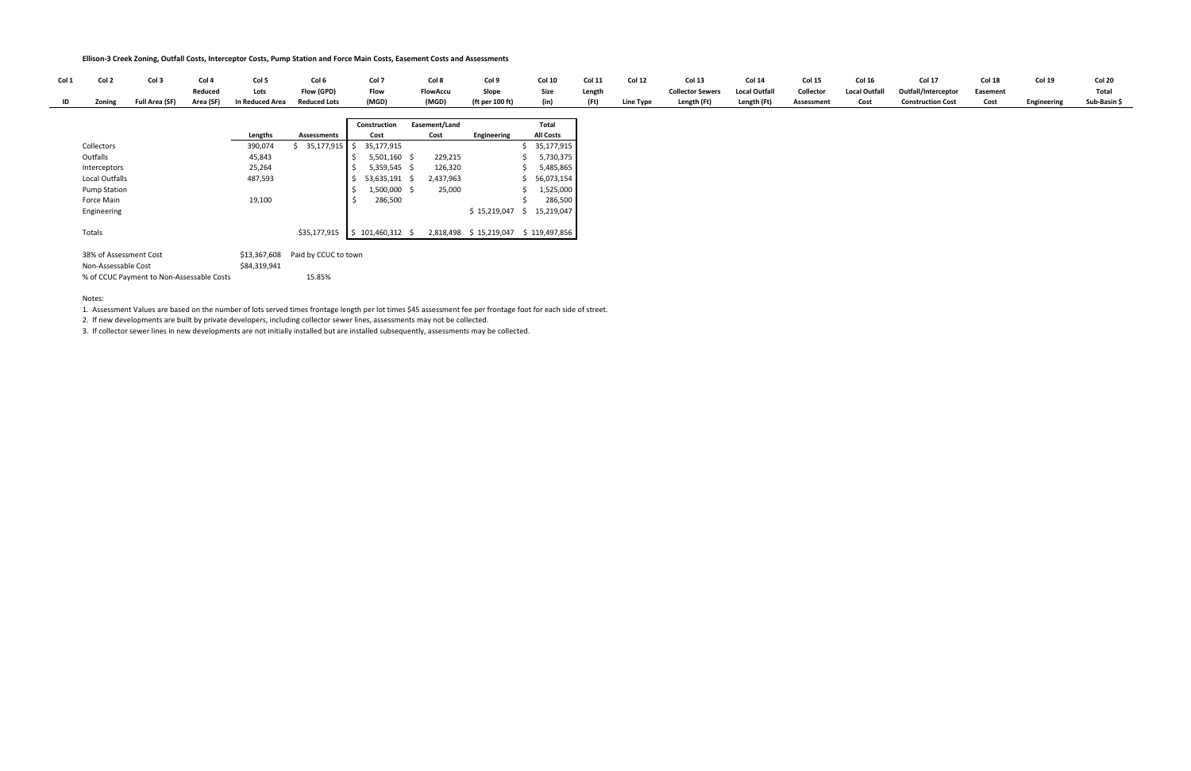**Ellison-3 Creek Zoning, Outfall Costs, Interceptor Costs, Pump Station and Force Main Costs, Easement Costs and Assessments**

| Col 1 | Col 2 | Col 3 | Col 4 | Col 5 | Col 6 | Col 7 | Col 8 | Col 9 | Col 10 | Col 11 | Col 12 | Col 13 | Col 14 | Col 15 | Col 16 | Col 17 | Col 18 | Col 19 | Col 20 |
|---|---|---|---|---|---|---|---|---|---|---|---|---|---|---|---|---|---|---|---|
| ID | Zoning | Full Area (SF) | Reduced Area (SF) | Lots In Reduced Area | Flow (GPD) Reduced Lots | Flow (MGD) | FlowAccu (MGD) | Slope (ft per 100 ft) | Size (in) | Length (Ft) | Line Type | Collector Sewers Length (Ft) | Local Outfall Length (Ft) | Collector Assessment | Local Outfall Cost | Outfall/Interceptor Construction Cost | Easement Cost | Engineering | Total Sub-Basin $ |

| | Lengths | Assessments | Construction Cost | Easement/Land Cost | Engineering | Total All Costs |
|---|---|---|---|---|---|---|
| Collectors | 390,074 | $ 35,177,915 | $ 35,177,915 | | | $ 35,177,915 |
| Outfalls | 45,843 | | $ 5,501,160 | $ 229,215 | | $ 5,730,375 |
| Interceptors | 25,264 | | $ 5,359,545 | $ 126,320 | | $ 5,485,865 |
| Local Outfalls | 487,593 | | $ 53,635,191 | $ 2,437,963 | | $ 56,073,154 |
| Pump Station | | | $ 1,500,000 | $ 25,000 | | $ 1,525,000 |
| Force Main | 19,100 | | $ 286,500 | | | $ 286,500 |
| Engineering | | | | | $ 15,219,047 | $ 15,219,047 |
| Totals | | $35,177,915 | $ 101,460,312 | $ 2,818,498 | $ 15,219,047 | $ 119,497,856 |

| | | |
|---|---|---|
| 38% of Assessment Cost | $13,367,608 | Paid by CCUC to town |
| Non-Assessable Cost | $84,319,941 | |
| % of CCUC Payment to Non-Assessable Costs | | 15.85% |

Notes:

1. Assessment Values are based on the number of lots served times frontage length per lot times $45 assessment fee per frontage foot for each side of street.
2. If new developments are built by private developers, including collector sewer lines, assessments may not be collected.
3. If collector sewer lines in new developments are not initially installed but are installed subsequently, assessments may be collected.